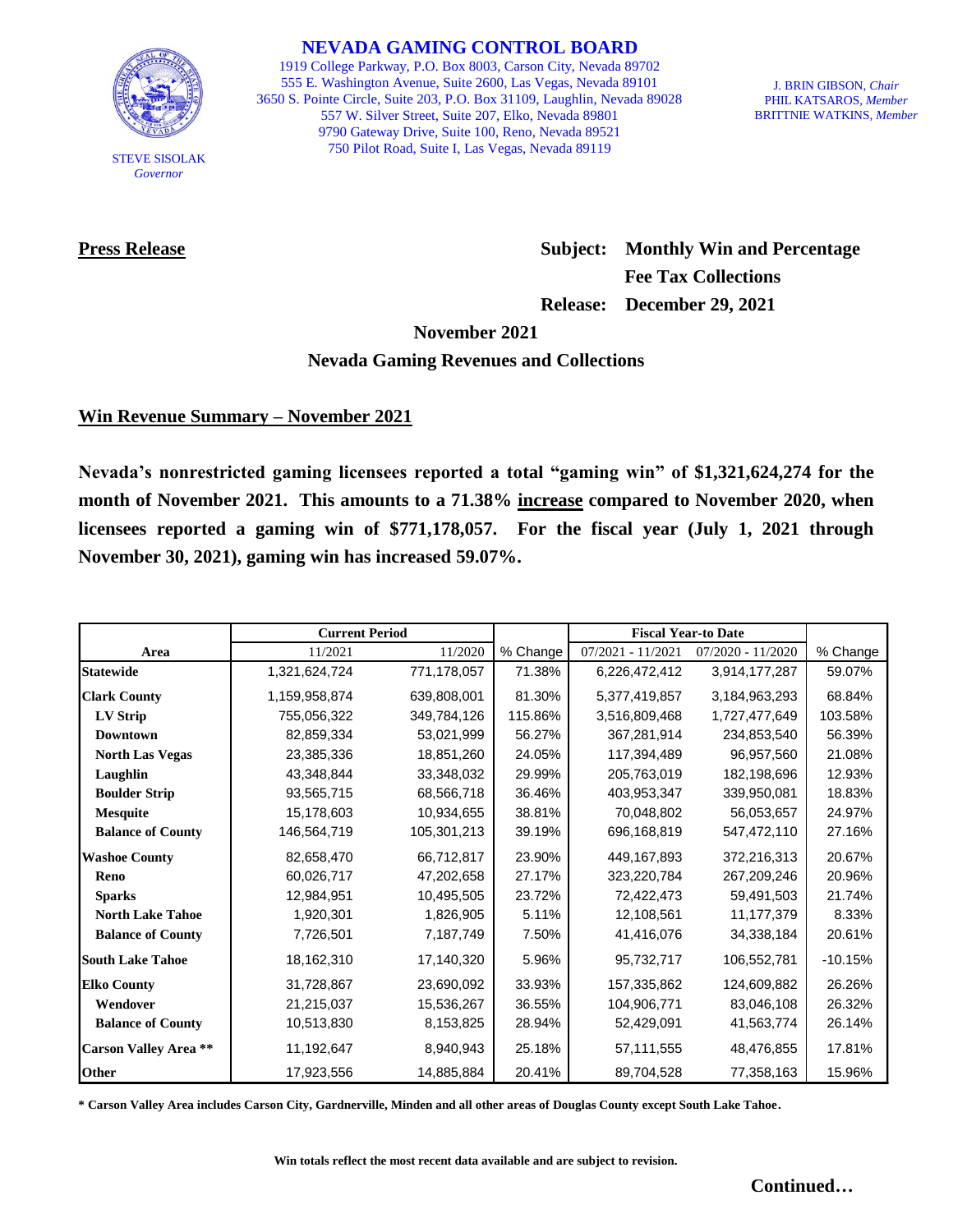# NEVADA GAMING CONTROL BOARD

1919 College Parkway, P.O. Box 8003, Carson City, Nevada 89702
555 E. Washington Avenue, Suite 2600, Las Vegas, Nevada 89101
3650 S. Pointe Circle, Suite 203, P.O. Box 31109, Laughlin, Nevada 89028
557 W. Silver Street, Suite 207, Elko, Nevada 89801
9790 Gateway Drive, Suite 100, Reno, Nevada 89521
750 Pilot Road, Suite I, Las Vegas, Nevada 89119

STEVE SISOLAK
*Governor*

J. BRIN GIBSON, *Chair*
PHIL KATSAROS, *Member*
BRITTNIE WATKINS, *Member*

**Press Release**

**Subject: Monthly Win and Percentage Fee Tax Collections**

**Release: December 29, 2021**

## November 2021
## Nevada Gaming Revenues and Collections

### Win Revenue Summary – November 2021

**Nevada's nonrestricted gaming licensees reported a total "gaming win" of $1,321,624,274 for the month of November 2021. This amounts to a 71.38% increase compared to November 2020, when licensees reported a gaming win of $771,178,057. For the fiscal year (July 1, 2021 through November 30, 2021), gaming win has increased 59.07%.**

| | Current Period | | | Fiscal Year-to Date | | |
|---|---|---|---|---|---|---|
| **Area** | 11/2021 | 11/2020 | % Change | 07/2021 - 11/2021 | 07/2020 - 11/2020 | % Change |
| **Statewide** | 1,321,624,724 | 771,178,057 | 71.38% | 6,226,472,412 | 3,914,177,287 | 59.07% |
| **Clark County** | 1,159,958,874 | 639,808,001 | 81.30% | 5,377,419,857 | 3,184,963,293 | 68.84% |
| **LV Strip** | 755,056,322 | 349,784,126 | 115.86% | 3,516,809,468 | 1,727,477,649 | 103.58% |
| **Downtown** | 82,859,334 | 53,021,999 | 56.27% | 367,281,914 | 234,853,540 | 56.39% |
| **North Las Vegas** | 23,385,336 | 18,851,260 | 24.05% | 117,394,489 | 96,957,560 | 21.08% |
| **Laughlin** | 43,348,844 | 33,348,032 | 29.99% | 205,763,019 | 182,198,696 | 12.93% |
| **Boulder Strip** | 93,565,715 | 68,566,718 | 36.46% | 403,953,347 | 339,950,081 | 18.83% |
| **Mesquite** | 15,178,603 | 10,934,655 | 38.81% | 70,048,802 | 56,053,657 | 24.97% |
| **Balance of County** | 146,564,719 | 105,301,213 | 39.19% | 696,168,819 | 547,472,110 | 27.16% |
| **Washoe County** | 82,658,470 | 66,712,817 | 23.90% | 449,167,893 | 372,216,313 | 20.67% |
| **Reno** | 60,026,717 | 47,202,658 | 27.17% | 323,220,784 | 267,209,246 | 20.96% |
| **Sparks** | 12,984,951 | 10,495,505 | 23.72% | 72,422,473 | 59,491,503 | 21.74% |
| **North Lake Tahoe** | 1,920,301 | 1,826,905 | 5.11% | 12,108,561 | 11,177,379 | 8.33% |
| **Balance of County** | 7,726,501 | 7,187,749 | 7.50% | 41,416,076 | 34,338,184 | 20.61% |
| **South Lake Tahoe** | 18,162,310 | 17,140,320 | 5.96% | 95,732,717 | 106,552,781 | -10.15% |
| **Elko County** | 31,728,867 | 23,690,092 | 33.93% | 157,335,862 | 124,609,882 | 26.26% |
| **Wendover** | 21,215,037 | 15,536,267 | 36.55% | 104,906,771 | 83,046,108 | 26.32% |
| **Balance of County** | 10,513,830 | 8,153,825 | 28.94% | 52,429,091 | 41,563,774 | 26.14% |
| **Carson Valley Area \*\*** | 11,192,647 | 8,940,943 | 25.18% | 57,111,555 | 48,476,855 | 17.81% |
| **Other** | 17,923,556 | 14,885,884 | 20.41% | 89,704,528 | 77,358,163 | 15.96% |

**\* Carson Valley Area includes Carson City, Gardnerville, Minden and all other areas of Douglas County except South Lake Tahoe.**

**Win totals reflect the most recent data available and are subject to revision.**

**Continued…**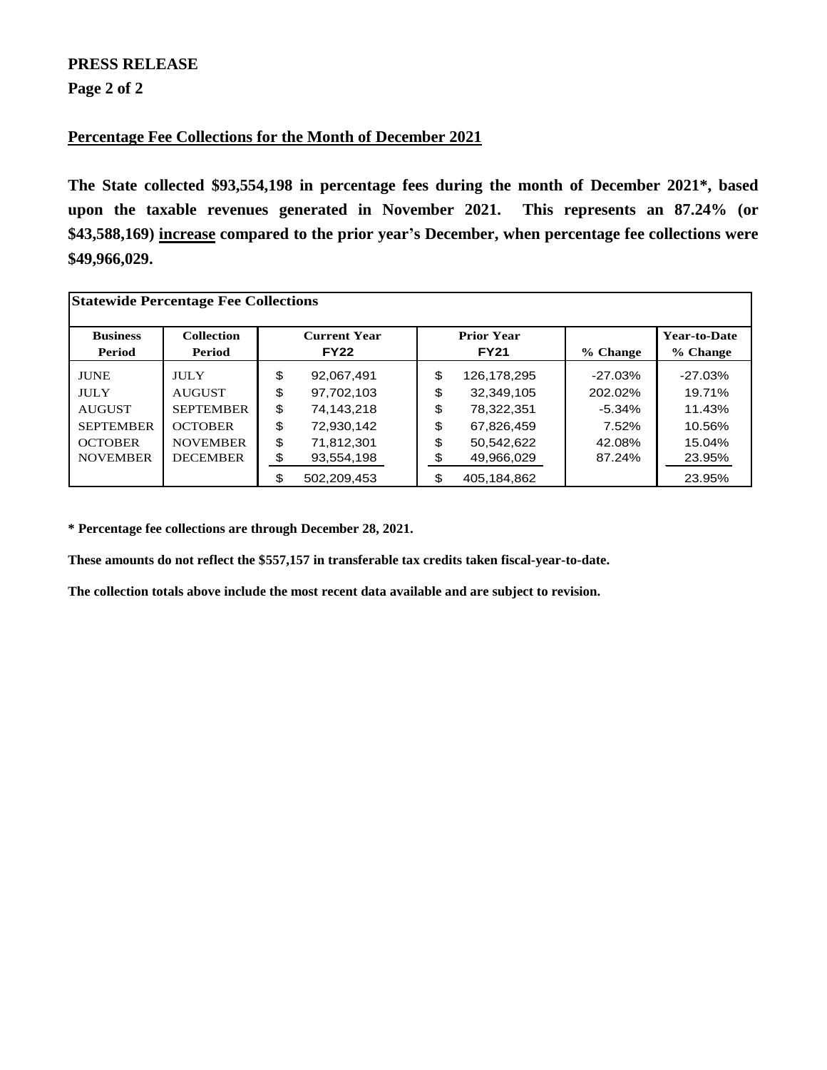**PRESS RELEASE**

## Percentage Fee Collections for the Month of December 2021

**The State collected $93,554,198 in percentage fees during the month of December 2021*, based upon the taxable revenues generated in November 2021. This represents an 87.24% (or $43,588,169) increase compared to the prior year's December, when percentage fee collections were $49,966,029.**

**Statewide Percentage Fee Collections**

| Business Period | Collection Period | Current Year FY22 | Prior Year FY21 | % Change | Year-to-Date % Change |
|---|---|---|---|---|---|
| JUNE | JULY | $ 92,067,491 | $ 126,178,295 | -27.03% | -27.03% |
| JULY | AUGUST | $ 97,702,103 | $ 32,349,105 | 202.02% | 19.71% |
| AUGUST | SEPTEMBER | $ 74,143,218 | $ 78,322,351 | -5.34% | 11.43% |
| SEPTEMBER | OCTOBER | $ 72,930,142 | $ 67,826,459 | 7.52% | 10.56% |
| OCTOBER | NOVEMBER | $ 71,812,301 | $ 50,542,622 | 42.08% | 15.04% |
| NOVEMBER | DECEMBER | $ 93,554,198 | $ 49,966,029 | 87.24% | 23.95% |
| | | $ 502,209,453 | $ 405,184,862 | | 23.95% |

**\* Percentage fee collections are through December 28, 2021.**

**These amounts do not reflect the $557,157 in transferable tax credits taken fiscal-year-to-date.**

**The collection totals above include the most recent data available and are subject to revision.**